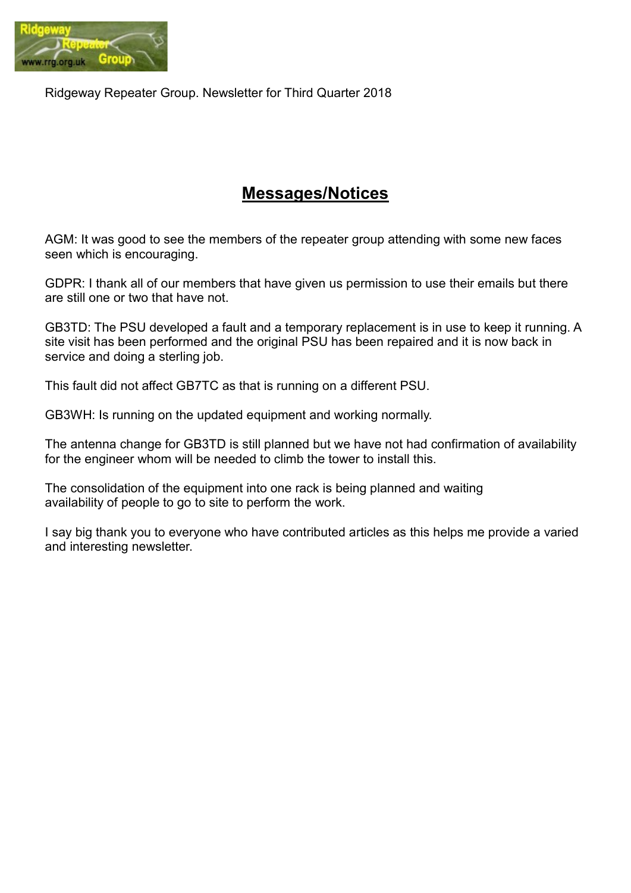Ridgeway Repeater Group. Newsletter for Third Quarter 2018

## Messages/Notices

AGM: It was good to see the members of the repeater group attending with some new faces seen which is encouraging.

GDPR: I thank all of our members that have given us permission to use their emails but there are still one or two that have not.

GB3TD: The PSU developed a fault and a temporary replacement is in use to keep it running. A site visit has been performed and the original PSU has been repaired and it is now back in service and doing a sterling job.

This fault did not affect GB7TC as that is running on a different PSU.

GB3WH: Is running on the updated equipment and working normally.

The antenna change for GB3TD is still planned but we have not had confirmation of availability for the engineer whom will be needed to climb the tower to install this.

The consolidation of the equipment into one rack is being planned and waiting availability of people to go to site to perform the work.

I say big thank you to everyone who have contributed articles as this helps me provide a varied and interesting newsletter.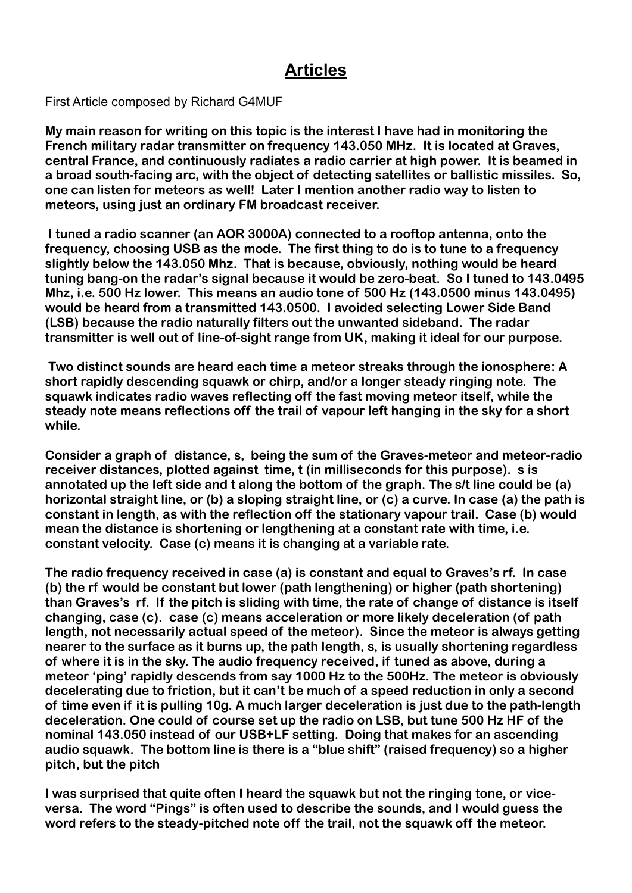## Articles

First Article composed by Richard G4MUF

**My main reason for writing on this topic is the interest I have had in monitoring the French military radar transmitter on frequency 143.050 MHz. It is located at Graves, central France, and continuously radiates a radio carrier at high power. It is beamed in a broad south-facing arc, with the object of detecting satellites or ballistic missiles. So, one can listen for meteors as well! Later I mention another radio way to listen to meteors, using just an ordinary FM broadcast receiver.**

**I tuned a radio scanner (an AOR 3000A) connected to a rooftop antenna, onto the frequency, choosing USB as the mode. The first thing to do is to tune to a frequency slightly below the 143.050 Mhz. That is because, obviously, nothing would be heard tuning bang-on the radar's signal because it would be zero-beat. So I tuned to 143.0495 Mhz, i.e. 500 Hz lower. This means an audio tone of 500 Hz (143.0500 minus 143.0495) would be heard from a transmitted 143.0500. I avoided selecting Lower Side Band (LSB) because the radio naturally filters out the unwanted sideband. The radar transmitter is well out of line-of-sight range from UK, making it ideal for our purpose.**

**Two distinct sounds are heard each time a meteor streaks through the ionosphere: A short rapidly descending squawk or chirp, and/or a longer steady ringing note. The squawk indicates radio waves reflecting off the fast moving meteor itself, while the steady note means reflections off the trail of vapour left hanging in the sky for a short while.**

**Consider a graph of distance, s, being the sum of the Graves-meteor and meteor-radio receiver distances, plotted against time, t (in milliseconds for this purpose). s is annotated up the left side and t along the bottom of the graph. The s/t line could be (a) horizontal straight line, or (b) a sloping straight line, or (c) a curve. In case (a) the path is constant in length, as with the reflection off the stationary vapour trail. Case (b) would mean the distance is shortening or lengthening at a constant rate with time, i.e. constant velocity. Case (c) means it is changing at a variable rate.**

**The radio frequency received in case (a) is constant and equal to Graves's rf. In case (b) the rf would be constant but lower (path lengthening) or higher (path shortening) than Graves's rf. If the pitch is sliding with time, the rate of change of distance is itself changing, case (c). case (c) means acceleration or more likely deceleration (of path length, not necessarily actual speed of the meteor). Since the meteor is always getting nearer to the surface as it burns up, the path length, s, is usually shortening regardless of where it is in the sky. The audio frequency received, if tuned as above, during a meteor 'ping' rapidly descends from say 1000 Hz to the 500Hz. The meteor is obviously decelerating due to friction, but it can't be much of a speed reduction in only a second of time even if it is pulling 10g. A much larger deceleration is just due to the path-length deceleration. One could of course set up the radio on LSB, but tune 500 Hz HF of the nominal 143.050 instead of our USB+LF setting. Doing that makes for an ascending audio squawk. The bottom line is there is a "blue shift" (raised frequency) so a higher pitch, but the pitch**

**I was surprised that quite often I heard the squawk but not the ringing tone, or vice-versa. The word "Pings" is often used to describe the sounds, and I would guess the word refers to the steady-pitched note off the trail, not the squawk off the meteor.**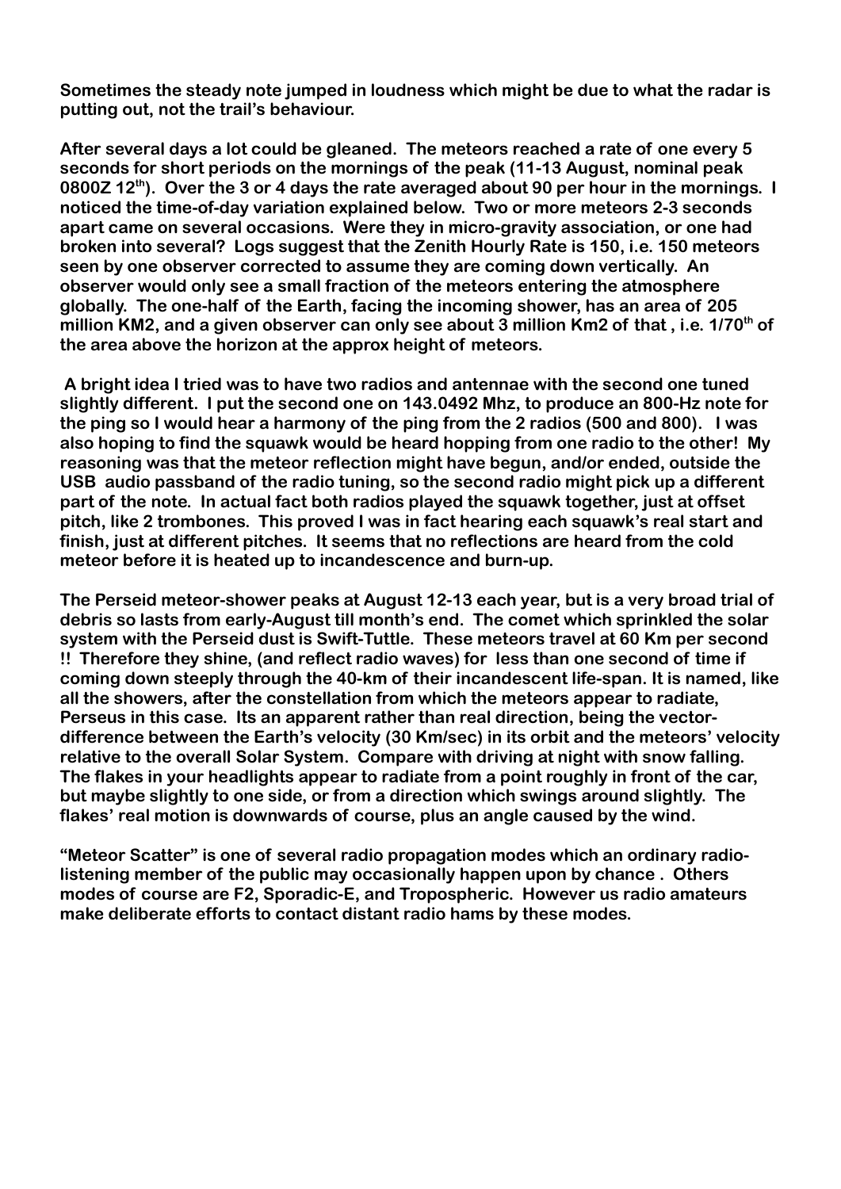**Sometimes the steady note jumped in loudness which might be due to what the radar is putting out, not the trail's behaviour.**

**After several days a lot could be gleaned. The meteors reached a rate of one every 5 seconds for short periods on the mornings of the peak (11-13 August, nominal peak 0800Z 12th). Over the 3 or 4 days the rate averaged about 90 per hour in the mornings. I noticed the time-of-day variation explained below. Two or more meteors 2-3 seconds apart came on several occasions. Were they in micro-gravity association, or one had broken into several? Logs suggest that the Zenith Hourly Rate is 150, i.e. 150 meteors seen by one observer corrected to assume they are coming down vertically. An observer would only see a small fraction of the meteors entering the atmosphere globally. The one-half of the Earth, facing the incoming shower, has an area of 205 million KM2, and a given observer can only see about 3 million Km2 of that , i.e. 1/70th of the area above the horizon at the approx height of meteors.**

**A bright idea I tried was to have two radios and antennae with the second one tuned slightly different. I put the second one on 143.0492 Mhz, to produce an 800-Hz note for the ping so I would hear a harmony of the ping from the 2 radios (500 and 800). I was also hoping to find the squawk would be heard hopping from one radio to the other! My reasoning was that the meteor reflection might have begun, and/or ended, outside the USB audio passband of the radio tuning, so the second radio might pick up a different part of the note. In actual fact both radios played the squawk together, just at offset pitch, like 2 trombones. This proved I was in fact hearing each squawk's real start and finish, just at different pitches. It seems that no reflections are heard from the cold meteor before it is heated up to incandescence and burn-up.**

**The Perseid meteor-shower peaks at August 12-13 each year, but is a very broad trial of debris so lasts from early-August till month's end. The comet which sprinkled the solar system with the Perseid dust is Swift-Tuttle. These meteors travel at 60 Km per second !! Therefore they shine, (and reflect radio waves) for less than one second of time if coming down steeply through the 40-km of their incandescent life-span. It is named, like all the showers, after the constellation from which the meteors appear to radiate, Perseus in this case. Its an apparent rather than real direction, being the vector-difference between the Earth's velocity (30 Km/sec) in its orbit and the meteors' velocity relative to the overall Solar System. Compare with driving at night with snow falling. The flakes in your headlights appear to radiate from a point roughly in front of the car, but maybe slightly to one side, or from a direction which swings around slightly. The flakes' real motion is downwards of course, plus an angle caused by the wind.**

**"Meteor Scatter" is one of several radio propagation modes which an ordinary radio-listening member of the public may occasionally happen upon by chance . Others modes of course are F2, Sporadic-E, and Tropospheric. However us radio amateurs make deliberate efforts to contact distant radio hams by these modes.**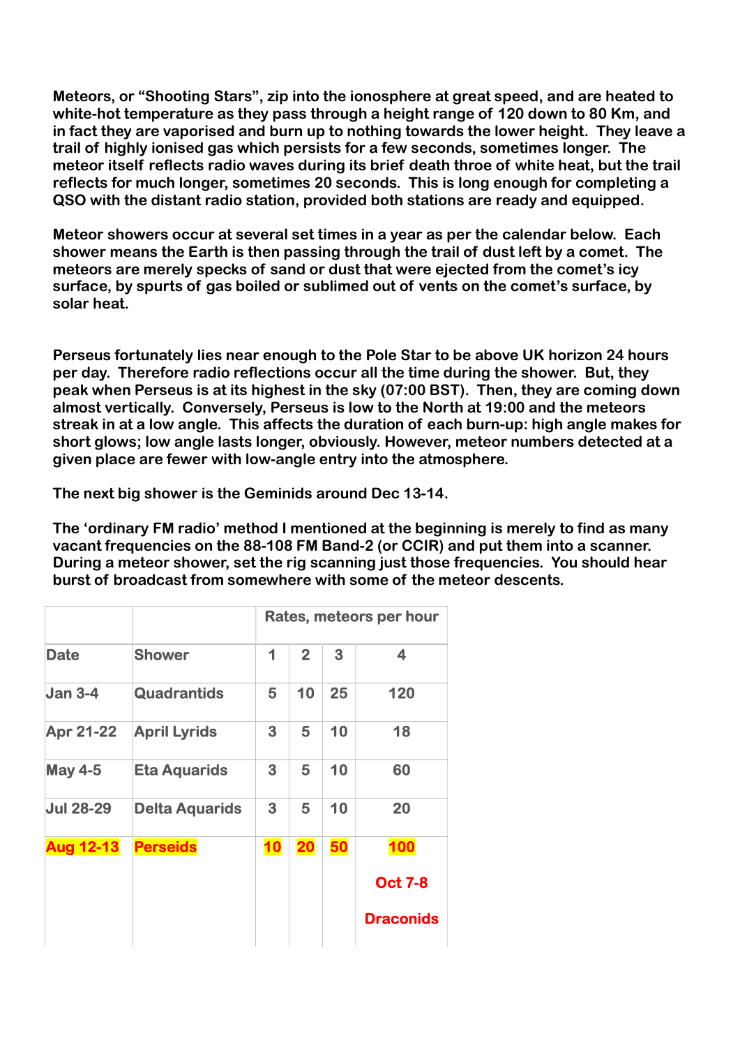**Meteors, or "Shooting Stars", zip into the ionosphere at great speed, and are heated to white-hot temperature as they pass through a height range of 120 down to 80 Km, and in fact they are vaporised and burn up to nothing towards the lower height. They leave a trail of highly ionised gas which persists for a few seconds, sometimes longer. The meteor itself reflects radio waves during its brief death throe of white heat, but the trail reflects for much longer, sometimes 20 seconds. This is long enough for completing a QSO with the distant radio station, provided both stations are ready and equipped.**

**Meteor showers occur at several set times in a year as per the calendar below. Each shower means the Earth is then passing through the trail of dust left by a comet. The meteors are merely specks of sand or dust that were ejected from the comet's icy surface, by spurts of gas boiled or sublimed out of vents on the comet's surface, by solar heat.**

**Perseus fortunately lies near enough to the Pole Star to be above UK horizon 24 hours per day. Therefore radio reflections occur all the time during the shower. But, they peak when Perseus is at its highest in the sky (07:00 BST). Then, they are coming down almost vertically. Conversely, Perseus is low to the North at 19:00 and the meteors streak in at a low angle. This affects the duration of each burn-up: high angle makes for short glows; low angle lasts longer, obviously. However, meteor numbers detected at a given place are fewer with low-angle entry into the atmosphere.**

**The next big shower is the Geminids around Dec 13-14.**

**The 'ordinary FM radio' method I mentioned at the beginning is merely to find as many vacant frequencies on the 88-108 FM Band-2 (or CCIR) and put them into a scanner. During a meteor shower, set the rig scanning just those frequencies. You should hear burst of broadcast from somewhere with some of the meteor descents.**

| | | Rates, meteors per hour | | | |
|---|---|---|---|---|---|
| Date | Shower | 1 | 2 | 3 | 4 |
| Jan 3-4 | Quadrantids | 5 | 10 | 25 | 120 |
| Apr 21-22 | April Lyrids | 3 | 5 | 10 | 18 |
| May 4-5 | Eta Aquarids | 3 | 5 | 10 | 60 |
| Jul 28-29 | Delta Aquarids | 3 | 5 | 10 | 20 |
| Aug 12-13 | Perseids | 10 | 20 | 50 | 100 |
| | | | | | Oct 7-8 Draconids |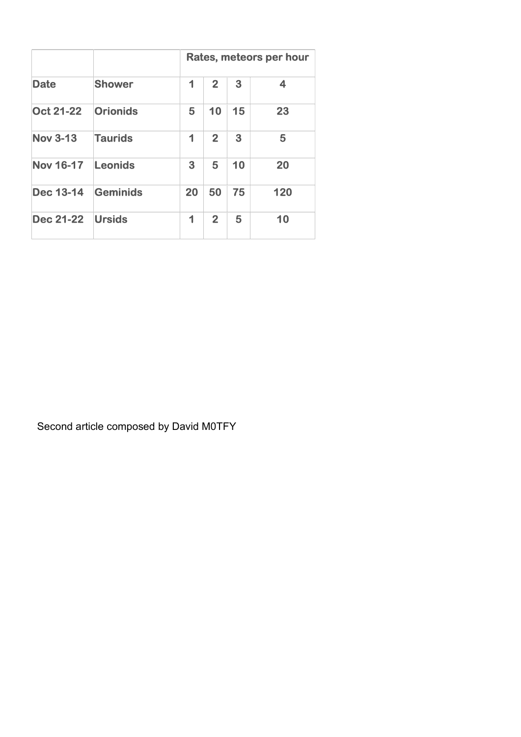| | | Rates, meteors per hour | | | |
|---|---|---|---|---|---|
| **Date** | **Shower** | **1** | **2** | **3** | **4** |
| **Oct 21-22** | **Orionids** | **5** | **10** | **15** | **23** |
| **Nov 3-13** | **Taurids** | **1** | **2** | **3** | **5** |
| **Nov 16-17** | **Leonids** | **3** | **5** | **10** | **20** |
| **Dec 13-14** | **Geminids** | **20** | **50** | **75** | **120** |
| **Dec 21-22** | **Ursids** | **1** | **2** | **5** | **10** |

Second article composed by David M0TFY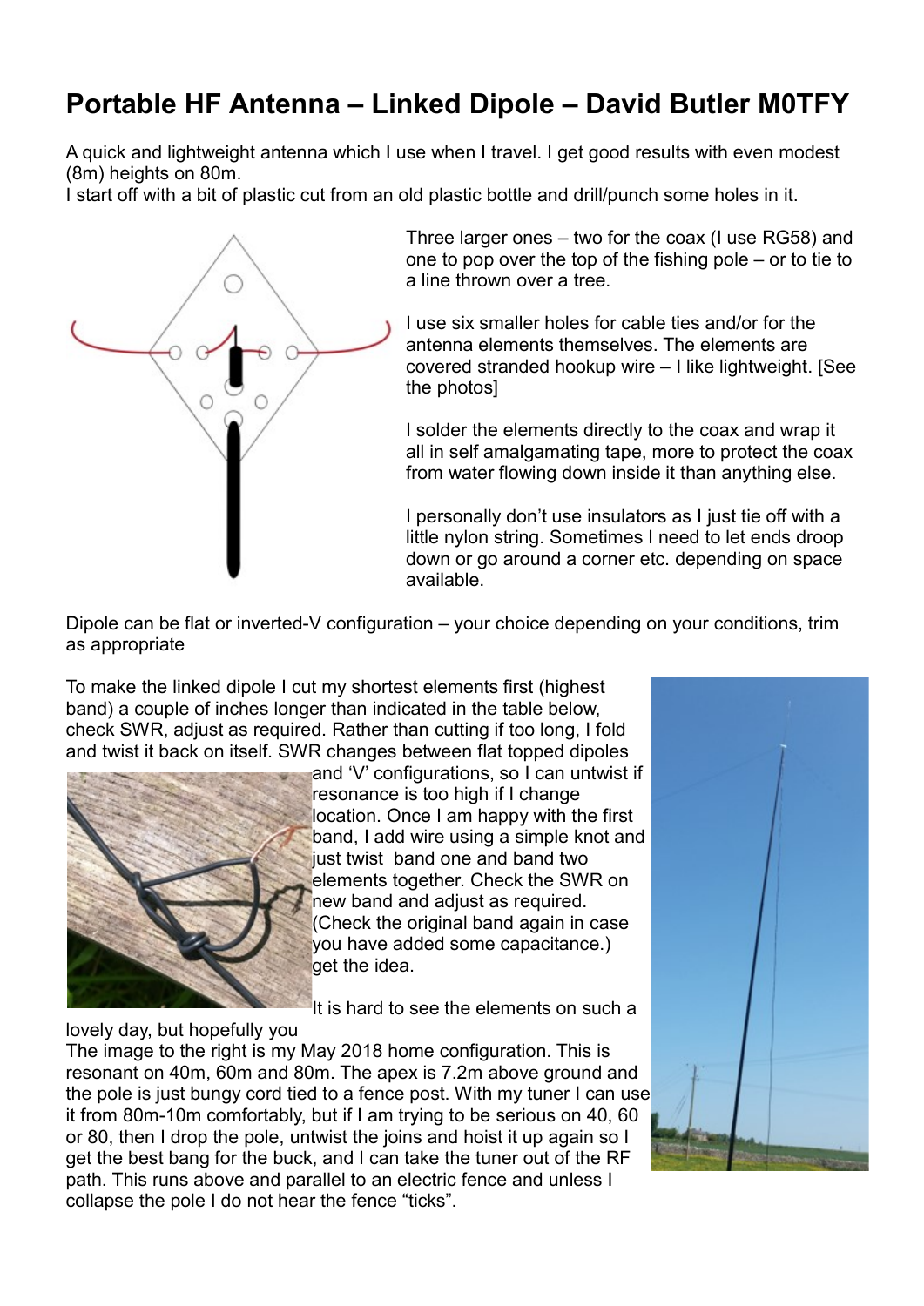# Portable HF Antenna – Linked Dipole – David Butler M0TFY

A quick and lightweight antenna which I use when I travel. I get good results with even modest (8m) heights on 80m.
I start off with a bit of plastic cut from an old plastic bottle and drill/punch some holes in it.

Three larger ones – two for the coax (I use RG58) and one to pop over the top of the fishing pole – or to tie to a line thrown over a tree.

I use six smaller holes for cable ties and/or for the antenna elements themselves. The elements are covered stranded hookup wire – I like lightweight. [See the photos]

I solder the elements directly to the coax and wrap it all in self amalgamating tape, more to protect the coax from water flowing down inside it than anything else.

I personally don't use insulators as I just tie off with a little nylon string. Sometimes I need to let ends droop down or go around a corner etc. depending on space available.

Dipole can be flat or inverted-V configuration – your choice depending on your conditions, trim as appropriate

To make the linked dipole I cut my shortest elements first (highest band) a couple of inches longer than indicated in the table below, check SWR, adjust as required. Rather than cutting if too long, I fold and twist it back on itself. SWR changes between flat topped dipoles and 'V' configurations, so I can untwist if resonance is too high if I change location. Once I am happy with the first band, I add wire using a simple knot and just twist band one and band two elements together. Check the SWR on new band and adjust as required. (Check the original band again in case you have added some capacitance.) get the idea.

It is hard to see the elements on such a lovely day, but hopefully you

The image to the right is my May 2018 home configuration. This is resonant on 40m, 60m and 80m. The apex is 7.2m above ground and the pole is just bungy cord tied to a fence post. With my tuner I can use it from 80m-10m comfortably, but if I am trying to be serious on 40, 60 or 80, then I drop the pole, untwist the joins and hoist it up again so I get the best bang for the buck, and I can take the tuner out of the RF path. This runs above and parallel to an electric fence and unless I collapse the pole I do not hear the fence "ticks".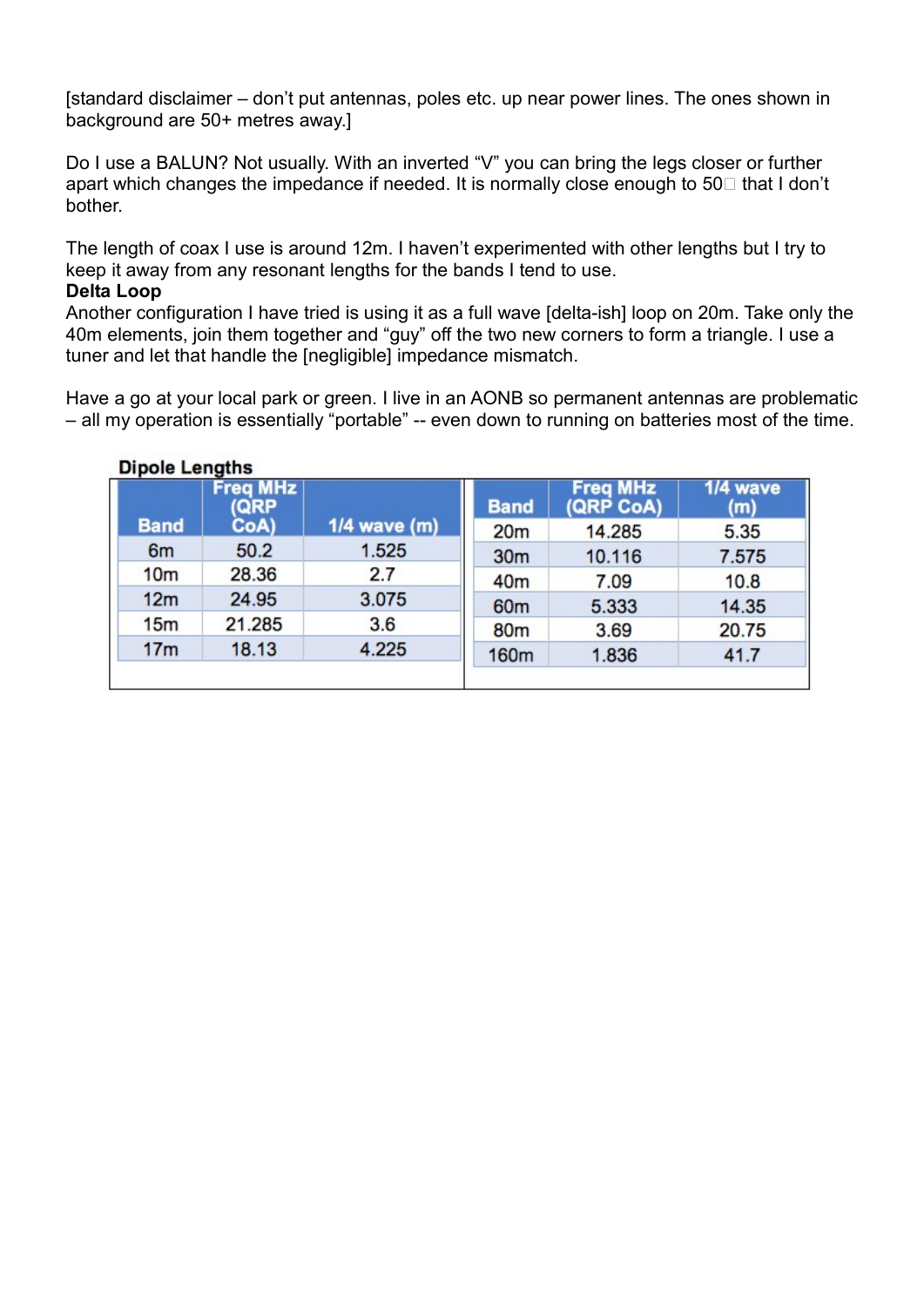[standard disclaimer – don't put antennas, poles etc. up near power lines. The ones shown in background are 50+ metres away.]

Do I use a BALUN? Not usually. With an inverted "V" you can bring the legs closer or further apart which changes the impedance if needed. It is normally close enough to 50Ω that I don't bother.

The length of coax I use is around 12m. I haven't experimented with other lengths but I try to keep it away from any resonant lengths for the bands I tend to use.

**Delta Loop**

Another configuration I have tried is using it as a full wave [delta-ish] loop on 20m. Take only the 40m elements, join them together and "guy" off the two new corners to form a triangle. I use a tuner and let that handle the [negligible] impedance mismatch.

Have a go at your local park or green. I live in an AONB so permanent antennas are problematic – all my operation is essentially "portable" -- even down to running on batteries most of the time.

**Dipole Lengths**

| Band | Freq MHz (QRP CoA) | 1/4 wave (m) |
|---|---|---|
| 6m | 50.2 | 1.525 |
| 10m | 28.36 | 2.7 |
| 12m | 24.95 | 3.075 |
| 15m | 21.285 | 3.6 |
| 17m | 18.13 | 4.225 |
| 20m | 14.285 | 5.35 |
| 30m | 10.116 | 7.575 |
| 40m | 7.09 | 10.8 |
| 60m | 5.333 | 14.35 |
| 80m | 3.69 | 20.75 |
| 160m | 1.836 | 41.7 |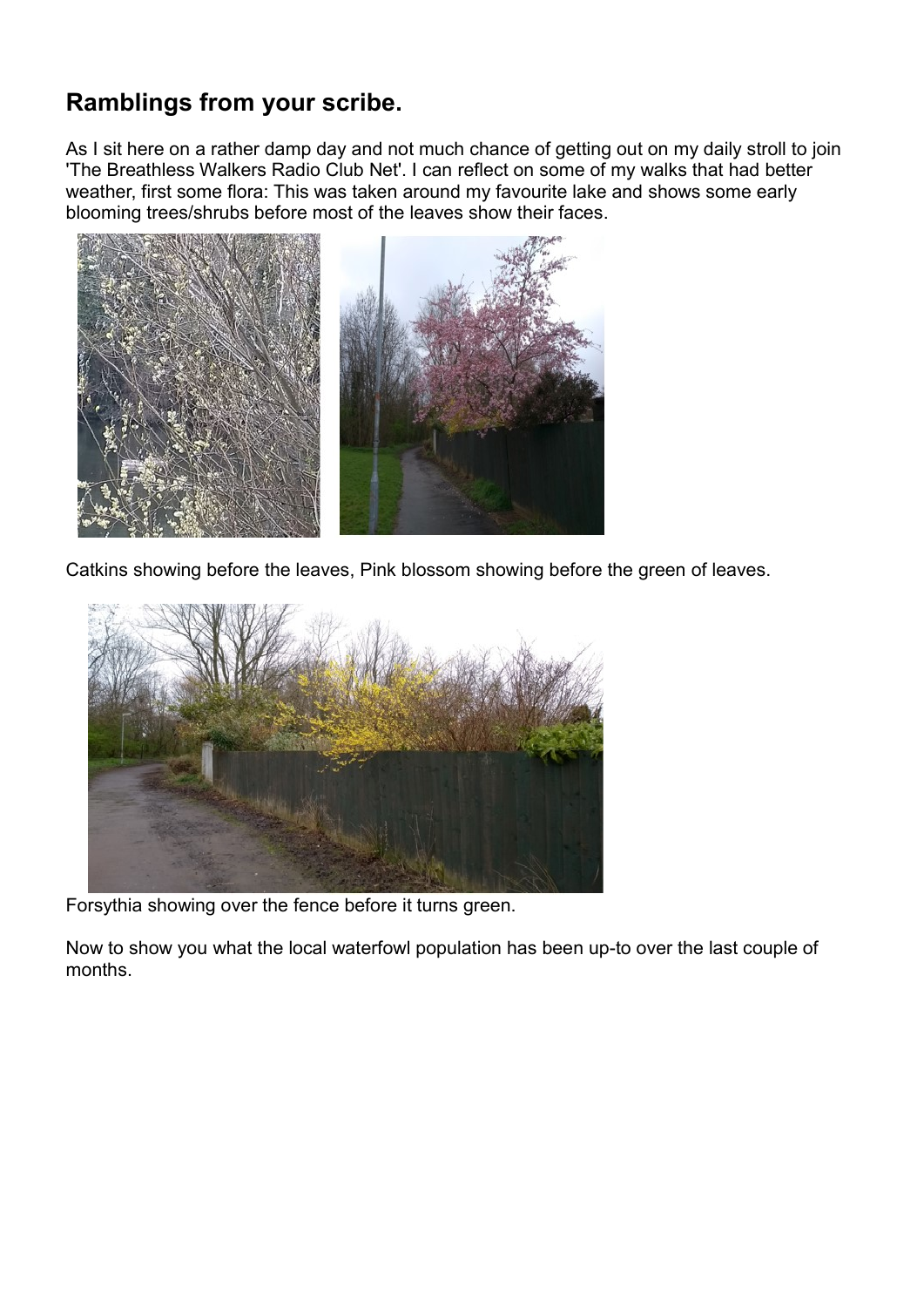## Ramblings from your scribe.

As I sit here on a rather damp day and not much chance of getting out on my daily stroll to join 'The Breathless Walkers Radio Club Net'. I can reflect on some of my walks that had better weather, first some flora: This was taken around my favourite lake and shows some early blooming trees/shrubs before most of the leaves show their faces.

Catkins showing before the leaves, Pink blossom showing before the green of leaves.

Forsythia showing over the fence before it turns green.

Now to show you what the local waterfowl population has been up-to over the last couple of months.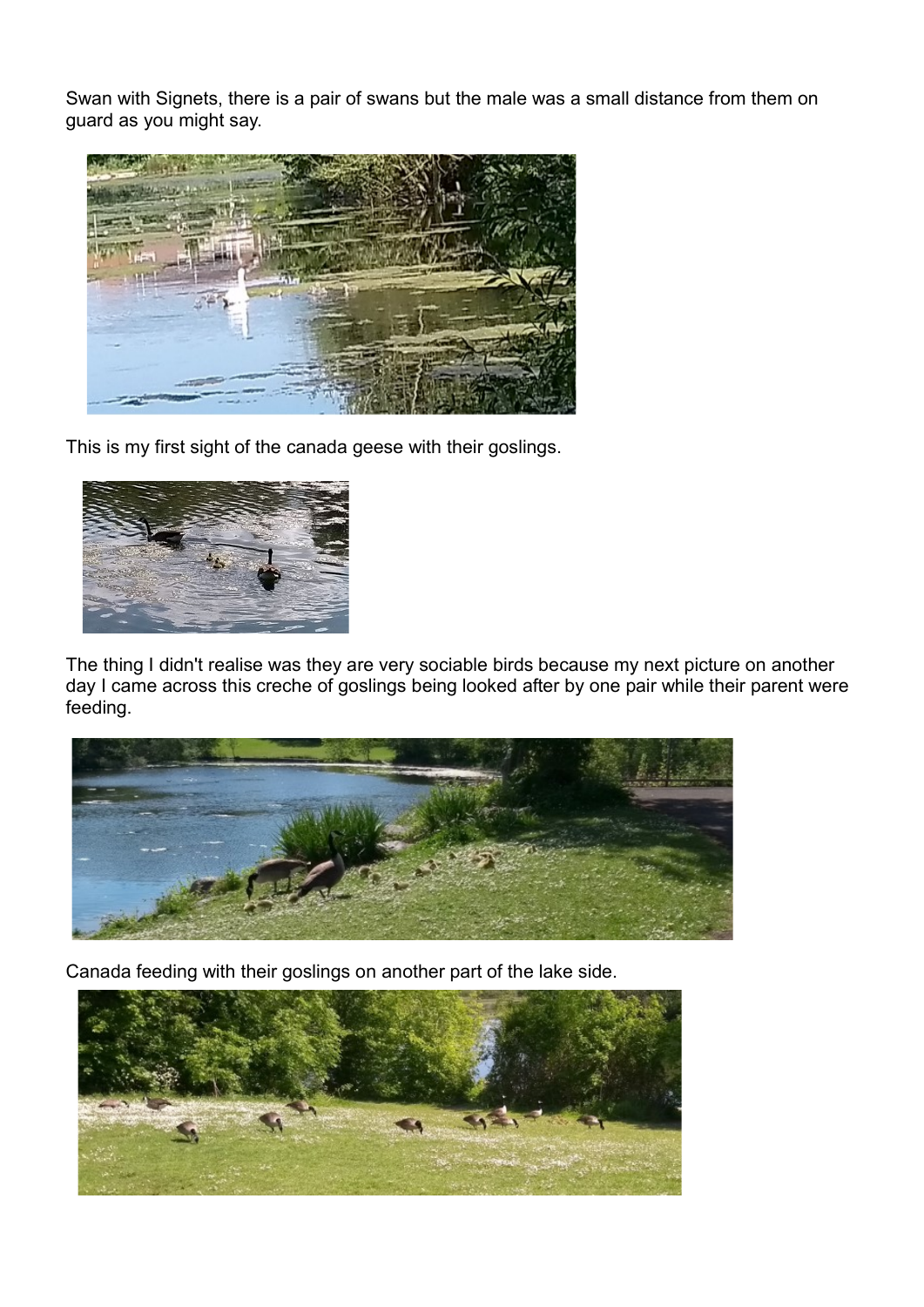Swan with Signets, there is a pair of swans but the male was a small distance from them on guard as you might say.

This is my first sight of the canada geese with their goslings.

The thing I didn't realise was they are very sociable birds because my next picture on another day I came across this creche of goslings being looked after by one pair while their parent were feeding.

Canada feeding with their goslings on another part of the lake side.